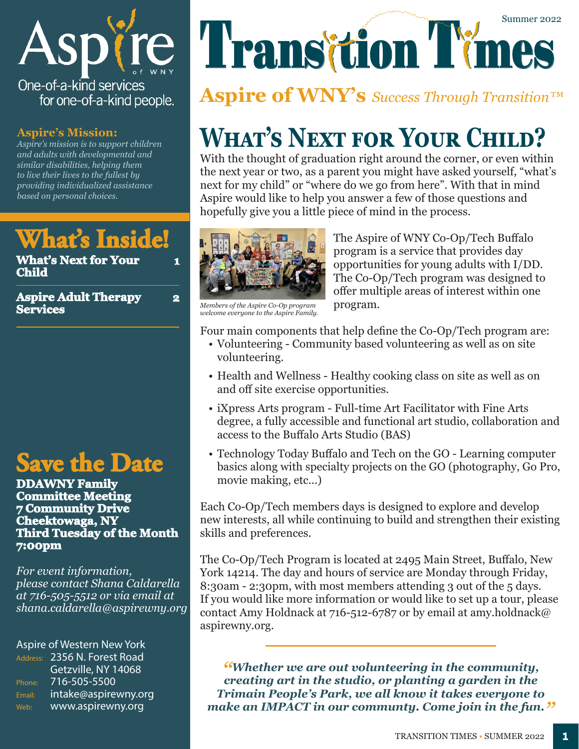# Transition Times

Summer 2022

**Aspire of WNY's** *Success Through Transition™*

## What's Next for Your Child?

With the thought of graduation right around the corner, or even within the next year or two, as a parent you might have asked yourself, "what's next for my child" or "where do we go from here". With that in mind Aspire would like to help you answer a few of those questions and hopefully give you a little piece of mind in the process.

*Members of the Aspire Co-Op program welcome everyone to the Aspire Family.*

The Aspire of WNY Co-Op/Tech Buffalo program is a service that provides day opportunities for young adults with I/DD. The Co-Op/Tech program was designed to offer multiple areas of interest within one program.

Four main components that help define the Co-Op/Tech program are:

- Volunteering - Community based volunteering as well as on site volunteering.
- Health and Wellness - Healthy cooking class on site as well as on and off site exercise opportunities.
- iXpress Arts program - Full-time Art Facilitator with Fine Arts degree, a fully accessible and functional art studio, collaboration and access to the Buffalo Arts Studio (BAS)
- Technology Today Buffalo and Tech on the GO - Learning computer basics along with specialty projects on the GO (photography, Go Pro, movie making, etc...)

Each Co-Op/Tech members days is designed to explore and develop new interests, all while continuing to build and strengthen their existing skills and preferences.

The Co-Op/Tech Program is located at 2495 Main Street, Buffalo, New York 14214. The day and hours of service are Monday through Friday, 8:30am - 2:30pm, with most members attending 3 out of the 5 days. If you would like more information or would like to set up a tour, please contact Amy Holdnack at 716-512-6787 or by email at amy.holdnack@aspirewny.org.

> ***"Whether we are out volunteering in the community, creating art in the studio, or planting a garden in the Trimain People's Park, we all know it takes everyone to make an IMPACT in our communty. Come join in the fun."***

---

**Aspire of WNY**

One-of-a-kind services for one-of-a-kind people.

### Aspire's Mission:

*Aspire's mission is to support children and adults with developmental and similar disabilities, helping them to live their lives to the fullest by providing individualized assistance based on personal choices.*

### What's Inside!

| | |
|---|---|
| **What's Next for Your Child** | 1 |
| **Aspire Adult Therapy Services** | 2 |

### Save the Date

**DDAWNY Family Committee Meeting**
**7 Community Drive**
**Cheektowaga, NY**
**Third Tuesday of the Month**
**7:00pm**

*For event information, please contact Shana Caldarella at 716-505-5512 or via email at shana.caldarella@aspirewny.org*

Aspire of Western New York
Address: 2356 N. Forest Road, Getzville, NY 14068
Phone: 716-505-5500
Email: intake@aspirewny.org
Web: www.aspirewny.org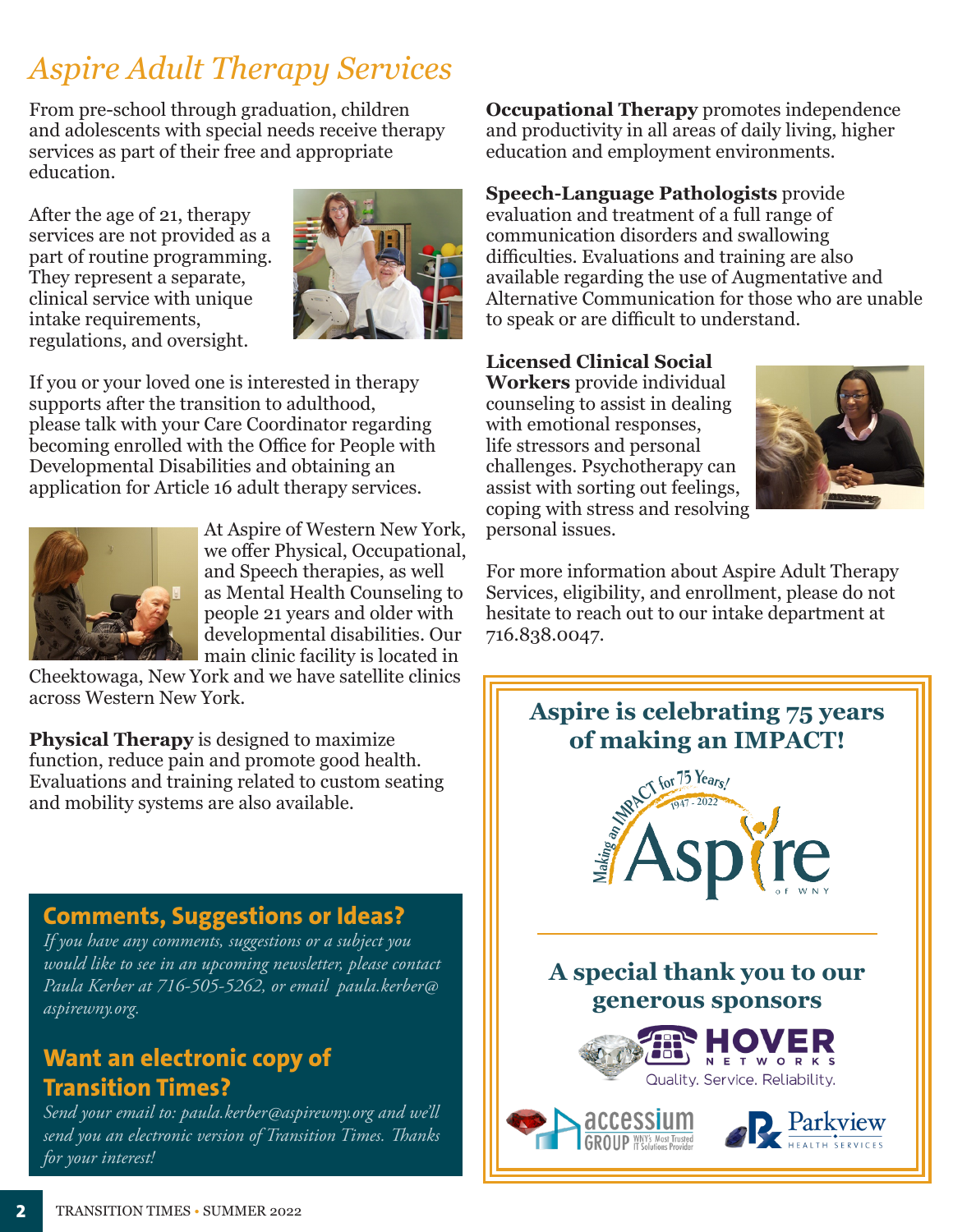# Aspire Adult Therapy Services

From pre-school through graduation, children and adolescents with special needs receive therapy services as part of their free and appropriate education.

After the age of 21, therapy services are not provided as a part of routine programming. They represent a separate, clinical service with unique intake requirements, regulations, and oversight.

If you or your loved one is interested in therapy supports after the transition to adulthood, please talk with your Care Coordinator regarding becoming enrolled with the Office for People with Developmental Disabilities and obtaining an application for Article 16 adult therapy services.

At Aspire of Western New York, we offer Physical, Occupational, and Speech therapies, as well as Mental Health Counseling to people 21 years and older with developmental disabilities. Our main clinic facility is located in Cheektowaga, New York and we have satellite clinics across Western New York.

**Physical Therapy** is designed to maximize function, reduce pain and promote good health. Evaluations and training related to custom seating and mobility systems are also available.

**Occupational Therapy** promotes independence and productivity in all areas of daily living, higher education and employment environments.

**Speech-Language Pathologists** provide evaluation and treatment of a full range of communication disorders and swallowing difficulties. Evaluations and training are also available regarding the use of Augmentative and Alternative Communication for those who are unable to speak or are difficult to understand.

**Licensed Clinical Social Workers** provide individual counseling to assist in dealing with emotional responses, life stressors and personal challenges. Psychotherapy can assist with sorting out feelings, coping with stress and resolving personal issues.

For more information about Aspire Adult Therapy Services, eligibility, and enrollment, please do not hesitate to reach out to our intake department at 716.838.0047.

## Comments, Suggestions or Ideas?

*If you have any comments, suggestions or a subject you would like to see in an upcoming newsletter, please contact Paula Kerber at 716-505-5262, or email paula.kerber@aspirewny.org.*

## Want an electronic copy of Transition Times?

*Send your email to: paula.kerber@aspirewny.org and we'll send you an electronic version of Transition Times. Thanks for your interest!*

## Aspire is celebrating 75 years of making an IMPACT!

Making an IMPACT for 75 Years! 1947 - 2022

Aspire of WNY

## A special thank you to our generous sponsors

HOVER NETWORKS Quality. Service. Reliability.

accessium GROUP WNY's Most Trusted IT Solutions Provider

Parkview HEALTH SERVICES